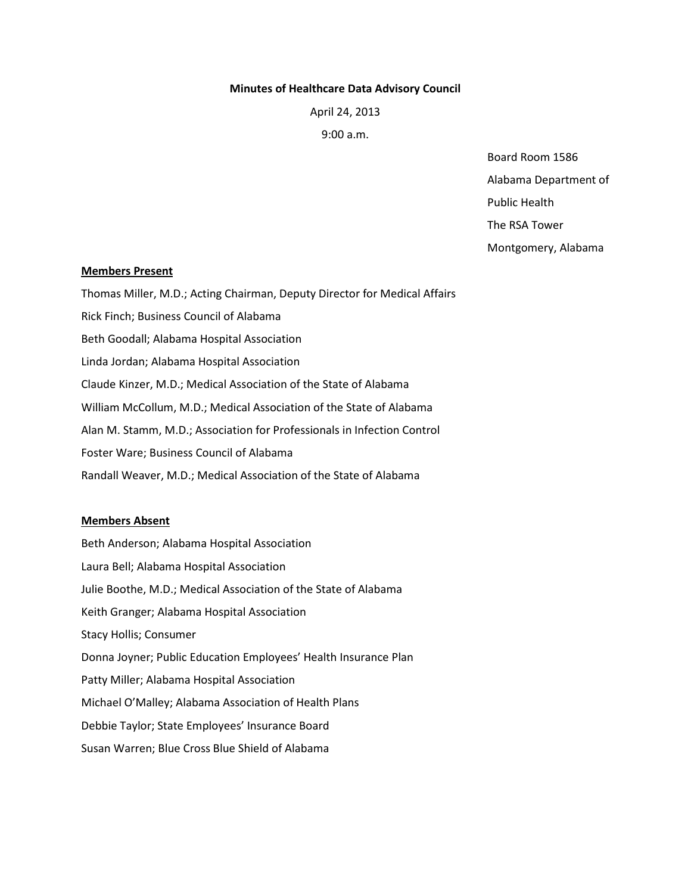**Minutes of Healthcare Data Advisory Council**

April 24, 2013

9:00 a.m.

Board Room 1586
Alabama Department of
Public Health
The RSA Tower
Montgomery, Alabama

**Members Present**

Thomas Miller, M.D.; Acting Chairman, Deputy Director for Medical Affairs
Rick Finch; Business Council of Alabama
Beth Goodall; Alabama Hospital Association
Linda Jordan; Alabama Hospital Association
Claude Kinzer, M.D.; Medical Association of the State of Alabama
William McCollum, M.D.; Medical Association of the State of Alabama
Alan M. Stamm, M.D.; Association for Professionals in Infection Control
Foster Ware; Business Council of Alabama
Randall Weaver, M.D.; Medical Association of the State of Alabama

**Members Absent**

Beth Anderson; Alabama Hospital Association
Laura Bell; Alabama Hospital Association
Julie Boothe, M.D.; Medical Association of the State of Alabama
Keith Granger; Alabama Hospital Association
Stacy Hollis; Consumer
Donna Joyner; Public Education Employees' Health Insurance Plan
Patty Miller; Alabama Hospital Association
Michael O'Malley; Alabama Association of Health Plans
Debbie Taylor; State Employees' Insurance Board
Susan Warren; Blue Cross Blue Shield of Alabama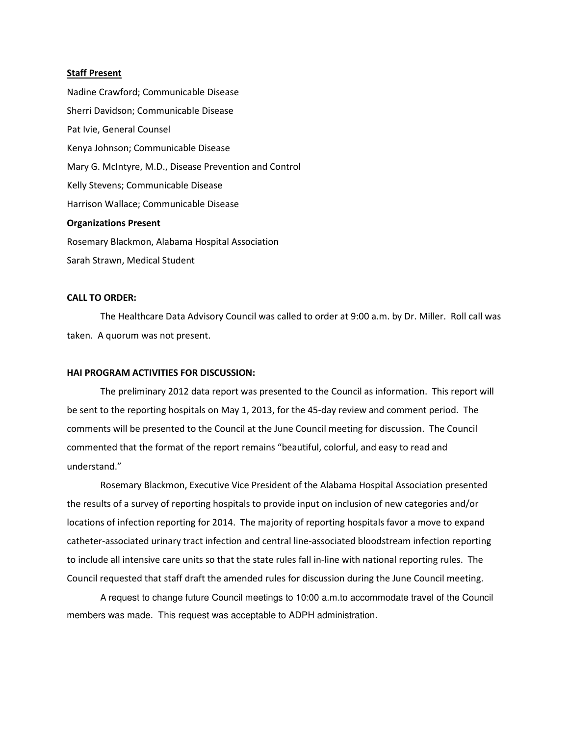**Staff Present**

Nadine Crawford; Communicable Disease

Sherri Davidson; Communicable Disease

Pat Ivie, General Counsel

Kenya Johnson; Communicable Disease

Mary G. McIntyre, M.D., Disease Prevention and Control

Kelly Stevens; Communicable Disease

Harrison Wallace; Communicable Disease

**Organizations Present**

Rosemary Blackmon, Alabama Hospital Association

Sarah Strawn, Medical Student

**CALL TO ORDER:**

The Healthcare Data Advisory Council was called to order at 9:00 a.m. by Dr. Miller. Roll call was taken. A quorum was not present.

**HAI PROGRAM ACTIVITIES FOR DISCUSSION:**

The preliminary 2012 data report was presented to the Council as information. This report will be sent to the reporting hospitals on May 1, 2013, for the 45-day review and comment period. The comments will be presented to the Council at the June Council meeting for discussion. The Council commented that the format of the report remains "beautiful, colorful, and easy to read and understand."

Rosemary Blackmon, Executive Vice President of the Alabama Hospital Association presented the results of a survey of reporting hospitals to provide input on inclusion of new categories and/or locations of infection reporting for 2014. The majority of reporting hospitals favor a move to expand catheter-associated urinary tract infection and central line-associated bloodstream infection reporting to include all intensive care units so that the state rules fall in-line with national reporting rules. The Council requested that staff draft the amended rules for discussion during the June Council meeting.

A request to change future Council meetings to 10:00 a.m.to accommodate travel of the Council members was made. This request was acceptable to ADPH administration.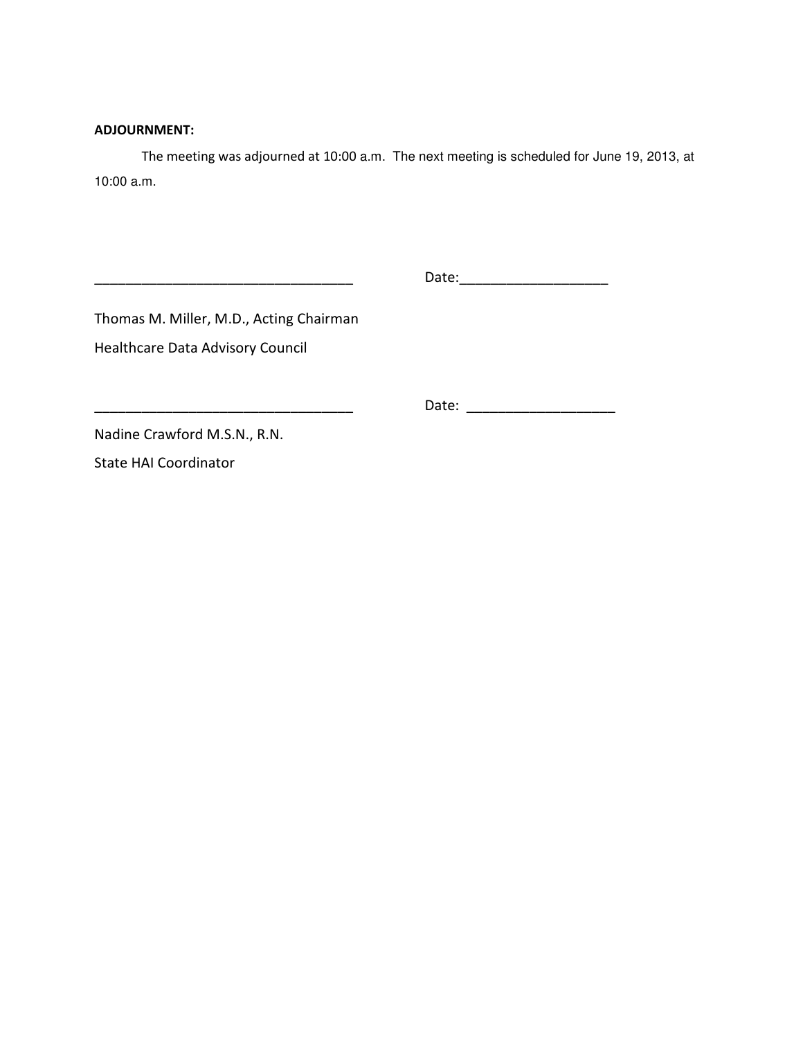**ADJOURNMENT:**

The meeting was adjourned at 10:00 a.m. The next meeting is scheduled for June 19, 2013, at 10:00 a.m.

__________________________________ Date:___________________

Thomas M. Miller, M.D., Acting Chairman

Healthcare Data Advisory Council

__________________________________ Date: ___________________

Nadine Crawford M.S.N., R.N.

State HAI Coordinator